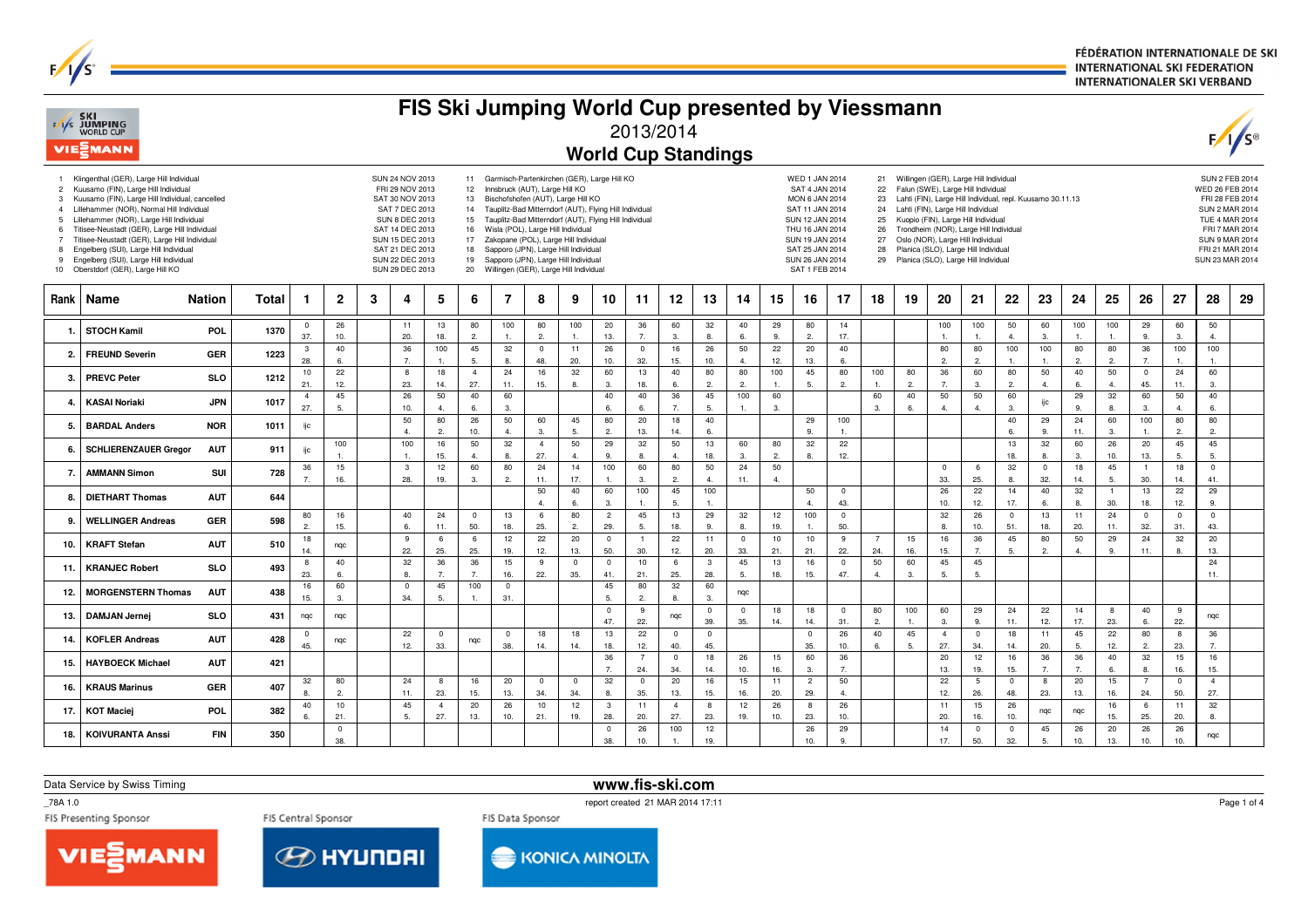FÉDÉRATION INTERNATIONALE DE SKI
INTERNATIONAL SKI FEDERATION
INTERNATIONALER SKI VERBAND

# FIS Ski Jumping World Cup presented by Viessmann

## 2013/2014

## World Cup Standings

| No. | Competition | Date |
|---|---|---|
| 1 | Klingenthal (GER), Large Hill Individual | SUN 24 NOV 2013 |
| 2 | Kuusamo (FIN), Large Hill Individual | FRI 29 NOV 2013 |
| 3 | Kuusamo (FIN), Large Hill Individual, cancelled | SAT 30 NOV 2013 |
| 4 | Lillehammer (NOR), Normal Hill Individual | SAT 7 DEC 2013 |
| 5 | Lillehammer (NOR), Large Hill Individual | SUN 8 DEC 2013 |
| 6 | Titisee-Neustadt (GER), Large Hill Individual | SAT 14 DEC 2013 |
| 7 | Titisee-Neustadt (GER), Large Hill Individual | SUN 15 DEC 2013 |
| 8 | Engelberg (SUI), Large Hill Individual | SAT 21 DEC 2013 |
| 9 | Engelberg (SUI), Large Hill Individual | SUN 22 DEC 2013 |
| 10 | Oberstdorf (GER), Large Hill KO | SUN 29 DEC 2013 |
| 11 | Garmisch-Partenkirchen (GER), Large Hill KO | WED 1 JAN 2014 |
| 12 | Innsbruck (AUT), Large Hill KO | SAT 4 JAN 2014 |
| 13 | Bischofshofen (AUT), Large Hill KO | MON 6 JAN 2014 |
| 14 | Tauplitz-Bad Mitterndorf (AUT), Flying Hill Individual | SAT 11 JAN 2014 |
| 15 | Tauplitz-Bad Mitterndorf (AUT), Flying Hill Individual | SUN 12 JAN 2014 |
| 16 | Wisla (POL), Large Hill Individual | THU 16 JAN 2014 |
| 17 | Zakopane (POL), Large Hill Individual | SUN 19 JAN 2014 |
| 18 | Sapporo (JPN), Large Hill Individual | SAT 25 JAN 2014 |
| 19 | Sapporo (JPN), Large Hill Individual | SUN 26 JAN 2014 |
| 20 | Willingen (GER), Large Hill Individual | SAT 1 FEB 2014 |
| 21 | Willingen (GER), Large Hill Individual | SUN 2 FEB 2014 |
| 22 | Falun (SWE), Large Hill Individual | WED 26 FEB 2014 |
| 23 | Lahti (FIN), Large Hill Individual, repl. Kuusamo 30.11.13 | FRI 28 FEB 2014 |
| 24 | Lahti (FIN), Large Hill Individual | SUN 2 MAR 2014 |
| 25 | Kuopio (FIN), Large Hill Individual | TUE 4 MAR 2014 |
| 26 | Trondheim (NOR), Large Hill Individual | FRI 7 MAR 2014 |
| 27 | Oslo (NOR), Large Hill Individual | SUN 9 MAR 2014 |
| 28 | Planica (SLO), Large Hill Individual | FRI 21 MAR 2014 |
| 29 | Planica (SLO), Large Hill Individual | SUN 23 MAR 2014 |

| Rank | Name | Nation | Total | 1 | 2 | 3 | 4 | 5 | 6 | 7 | 8 | 9 | 10 | 11 | 12 | 13 | 14 | 15 | 16 | 17 | 18 | 19 | 20 | 21 | 22 | 23 | 24 | 25 | 26 | 27 | 28 | 29 |
|---|---|---|---|---|---|---|---|---|---|---|---|---|---|---|---|---|---|---|---|---|---|---|---|---|---|---|---|---|---|---|---|---|
| 1. | STOCH Kamil | POL | 1370 | 0 37. | 26 10. | | 11 20. | 13 18. | 80 2. | 100 1. | 80 2. | 100 1. | 20 13. | 36 7. | 60 3. | 32 8. | 40 6. | 29 9. | 80 2. | 14 17. | | | 100 1. | 100 1. | 50 4. | 60 3. | 100 1. | 100 1. | 29 9. | 60 3. | 50 4. | |
| 2. | FREUND Severin | GER | 1223 | 3 28. | 40 6. | | 36 7. | 100 1. | 45 5. | 32 8. | 0 48. | 11 20. | 26 10. | 0 32. | 16 15. | 26 10. | 50 4. | 22 12. | 20 13. | 40 6. | | | 80 2. | 80 2. | 100 1. | 100 1. | 80 2. | 80 2. | 36 7. | 100 1. | 100 1. | |
| 3. | PREVC Peter | SLO | 1212 | 10 21. | 22 12. | | 8 23. | 18 14. | 4 27. | 24 11. | 16 15. | 32 8. | 60 3. | 13 18. | 40 6. | 80 2. | 80 2. | 100 1. | 45 5. | 80 2. | 100 1. | 80 2. | 36 7. | 60 3. | 80 2. | 50 4. | 40 6. | 50 4. | 0 45. | 24 11. | 60 3. | |
| 4. | KASAI Noriaki | JPN | 1017 | 4 27. | 45 5. | | 26 10. | 50 4. | 40 6. | 60 3. | | | 40 6. | 40 6. | 36 7. | 45 5. | 100 1. | 60 3. | | | 60 3. | 40 6. | 50 4. | 50 4. | 60 3. | ijc | 29 9. | 32 8. | 60 3. | 50 4. | 40 6. | |
| 5. | BARDAL Anders | NOR | 1011 | ijc | | | 50 4. | 80 2. | 26 10. | 50 4. | 60 3. | 45 5. | 80 2. | 20 13. | 18 14. | 40 6. | | | 29 9. | 100 1. | | | | | 40 6. | 29 9. | 24 11. | 60 3. | 100 1. | 80 2. | 80 2. | |
| 6. | SCHLIERENZAUER Gregor | AUT | 911 | ijc | 100 1. | | 100 1. | 16 15. | 50 4. | 32 8. | 4 27. | 50 4. | 29 9. | 32 8. | 50 4. | 13 18. | 60 3. | 80 2. | 32 8. | 22 12. | | | | | 13 18. | 32 8. | 60 3. | 26 10. | 20 13. | 45 5. | 45 5. | |
| 7. | AMMANN Simon | SUI | 728 | 36 7. | 15 16. | | 3 28. | 12 19. | 60 3. | 80 2. | 24 11. | 14 17. | 100 1. | 60 3. | 80 2. | 50 4. | 24 11. | 50 4. | | | | | 0 33. | 6 25. | 32 8. | 0 32. | 18 14. | 45 5. | 1 30. | 18 14. | 0 41. | |
| 8. | DIETHART Thomas | AUT | 644 | | | | | | | | 50 4. | 40 6. | 60 3. | 100 1. | 45 5. | 100 1. | | | 50 4. | 0 43. | | | 26 10. | 22 12. | 14 17. | 40 6. | 32 8. | 1 30. | 13 18. | 22 12. | 29 9. | |
| 9. | WELLINGER Andreas | GER | 598 | 80 2. | 16 15. | | 40 6. | 24 11. | 0 50. | 13 18. | 6 25. | 80 2. | 2 29. | 45 5. | 13 18. | 29 9. | 32 8. | 12 19. | 100 1. | 0 50. | | | 32 8. | 26 10. | 0 51. | 13 18. | 11 20. | 24 11. | 0 32. | 0 31. | 0 43. | |
| 10. | KRAFT Stefan | AUT | 510 | 18 14. | nqc | | 9 22. | 6 25. | 6 25. | 12 19. | 22 12. | 20 13. | 0 50. | 1 30. | 22 12. | 11 20. | 0 33. | 10 21. | 10 21. | 9 22. | 7 24. | 15 16. | 16 15. | 36 7. | 45 5. | 80 2. | 50 4. | 29 9. | 24 11. | 32 8. | 20 13. | |
| 11. | KRANJEC Robert | SLO | 493 | 8 23. | 40 6. | | 32 8. | 36 7. | 36 7. | 15 16. | 9 22. | 0 35. | 0 41. | 10 21. | 6 25. | 3 28. | 45 5. | 13 18. | 16 15. | 0 47. | 50 4. | 60 3. | 45 5. | 45 5. | | | | | | | 24 11. | |
| 12. | MORGENSTERN Thomas | AUT | 438 | 16 15. | 60 3. | | 0 34. | 45 5. | 100 1. | 0 31. | | | 45 5. | 80 2. | 32 8. | 60 3. | nqc | | | | | | | | | | | | | | | |
| 13. | DAMJAN Jernej | SLO | 431 | nqc | nqc | | | | | | | | 0 47. | 9 22. | nqc | 0 39. | 0 35. | 18 14. | 18 14. | 0 31. | 80 2. | 100 1. | 60 3. | 29 9. | 24 11. | 22 12. | 14 17. | 8 23. | 40 6. | 9 22. | nqc | |
| 14. | KOFLER Andreas | AUT | 428 | 0 45. | nqc | | 22 12. | 0 33. | nqc | 0 38. | 18 14. | 18 14. | 13 18. | 22 12. | 0 40. | 0 45. | | | 0 35. | 26 10. | 40 6. | 45 5. | 4 27. | 0 34. | 18 14. | 11 20. | 45 5. | 22 12. | 80 2. | 8 23. | 36 7. | |
| 15. | HAYBOECK Michael | AUT | 421 | | | | | | | | | | 36 7. | 7 24. | 0 34. | 18 14. | 26 10. | 15 16. | 60 3. | 36 7. | | | 20 13. | 12 19. | 16 15. | 36 7. | 36 7. | 40 6. | 32 8. | 15 16. | 16 15. | |
| 16. | KRAUS Marinus | GER | 407 | 32 8. | 80 2. | | 24 11. | 8 23. | 16 15. | 20 13. | 0 34. | 0 34. | 32 8. | 0 35. | 20 13. | 16 15. | 15 16. | 11 20. | 2 29. | 50 4. | | | 22 12. | 5 26. | 0 48. | 8 23. | 20 13. | 15 16. | 7 24. | 0 50. | 4 27. | |
| 17. | KOT Maciej | POL | 382 | 40 6. | 10 21. | | 45 5. | 4 27. | 20 13. | 26 10. | 10 21. | 12 19. | 3 28. | 11 20. | 4 27. | 8 23. | 12 19. | 26 10. | 8 23. | 26 10. | | | 11 20. | 15 16. | 26 10. | nqc | nqc | 16 15. | 6 25. | 11 20. | 32 8. | |
| 18. | KOIVURANTA Anssi | FIN | 350 | | 0 38. | | | | | | | | 0 38. | 26 10. | 100 1. | 12 19. | | | 26 10. | 29 9. | | | 14 17. | 0 50. | 0 32. | 45 5. | 26 10. | 20 13. | 26 10. | 26 10. | nqc | |

Data Service by Swiss Timing — www.fis-ski.com

_78A 1.0 — report created 21 MAR 2014 17:11

FIS Presenting Sponsor: VIESSMANN — FIS Central Sponsor: HYUNDAI — FIS Data Sponsor: KONICA MINOLTA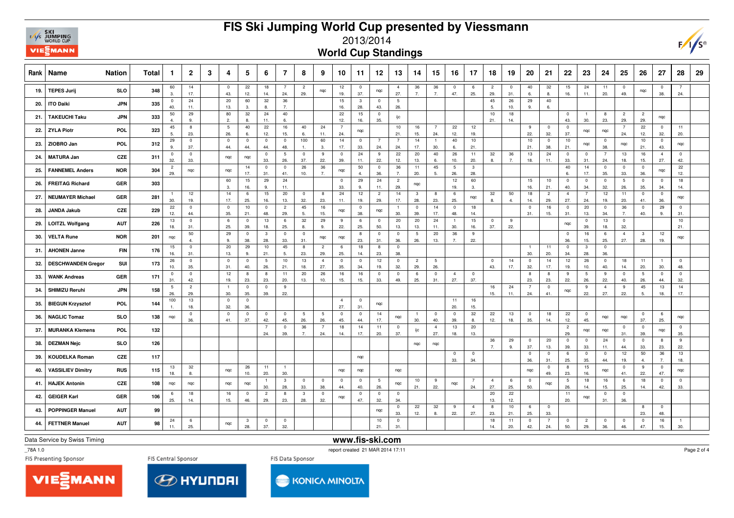# FIS Ski Jumping World Cup presented by Viessmann

## 2013/2014

## World Cup Standings

| Rank | Name | Nation | Total | 1 | 2 | 3 | 4 | 5 | 6 | 7 | 8 | 9 | 10 | 11 | 12 | 13 | 14 | 15 | 16 | 17 | 18 | 19 | 20 | 21 | 22 | 23 | 24 | 25 | 26 | 27 | 28 | 29 |
|---|---|---|---|---|---|---|---|---|---|---|---|---|---|---|---|---|---|---|---|---|---|---|---|---|---|---|---|---|---|---|---|---|
| 19. | TEPES Jurij | SLO | 348 | 60 3. | 14 17. | | 0 43. | 22 12. | 18 14. | 7 24. | 2 29. | nqc | 12 19. | 0 37. | nqc | 4 27. | 36 7. | 36 7. | 0 47. | 6 25. | 2 29. | 0 31. | 40 6. | 32 8. | 15 16. | 24 11. | 11 20. | 0 49. | nqc | 0 38. | 7 24. | |
| 20. | ITO Daiki | JPN | 335 | 0 40. | 24 11. | | 20 13. | 60 3. | 32 8. | 36 7. | | | 15 16. | 3 28. | 0 43. | 5 26. | | | | | 45 5. | 26 10. | 29 9. | 40 6. | | | | | | | | |
| 21. | TAKEUCHI Taku | JPN | 333 | 50 4. | 29 9. | | 80 2. | 32 8. | 24 11. | 40 6. | | | 22 12. | 15 16. | 0 35. | ijc | | | | | 10 21. | 18 14. | | | 0 43. | 1 30. | 8 23. | 2 29. | 2 29. | nqc | | |
| 22. | ZYLA Piotr | POL | 323 | 45 5. | 8 23. | | 5 26. | 40 6. | 22 12. | 16 15. | 40 6. | 24 11. | 7 24. | nqc | | 10 21. | 16 15. | 7 24. | 22 12. | 12 19. | | | 9 22. | 0 32. | 0 37. | nqc | nqc | 7 24. | 22 12. | 0 32. | 11 20. | |
| 23. | ZIOBRO Jan | POL | 312 | 29 9. | 0 37. | | 0 44. | 0 44. | 0 44. | 0 48. | 100 1. | 60 3. | 14 17. | 0 33. | 7 24. | 7 24. | 14 17. | 1 30. | 40 6. | 10 21. | | | 10 21. | 0 38. | 10 21. | nqc | 0 38. | nqc | 10 21. | 0 43. | nqc | |
| 24. | MATURA Jan | CZE | 311 | 0 32. | 0 33. | | nqc | nqc | 0 33. | 5 26. | 0 37. | 9 22. | 0 39. | 24 11. | 9 22. | 22 12. | 20 13. | 40 6. | 26 10. | 11 20. | 32 8. | 36 7. | 13 18. | 24 11. | 0 33. | 0 31. | 7 24. | 13 18. | 16 15. | 4 27. | 0 42. | |
| 25. | FANNEMEL Anders | NOR | 304 | 2 29. | nqc | | nqc | 14 17. | 0 31. | 0 41. | 26 10. | 36 7. | nqc | 50 4. | 0 36. | 36 7. | 11 20. | 45 5. | 5 26. | 3 28. | | | | | 40 6. | 14 17. | 0 35. | 0 33. | 0 36. | nqc | 22 12. | |
| 26. | FREITAG Richard | GER | 303 | | | | 60 3. | 15 16. | 29 9. | 24 11. | | | 0 33. | 29 9. | 24 11. | 2 29. | nqc | | 12 19. | 60 3. | | | 15 16. | 10 21. | 0 40. | 0 34. | 0 32. | 5 26. | 0 35. | 0 34. | 18 14. | |
| 27. | NEUMAYER Michael | GER | 281 | 1 30. | 12 19. | | 14 17. | 6 25. | 15 16. | 20 13. | 0 32. | 8 23. | 24 11. | 12 19. | 2 29. | 14 17. | 3 28. | 8 23. | 6 25. | nqc | 32 8. | 50 4. | 18 14. | 2 29. | 4 27. | 7 24. | 12 19. | 11 20. | 0 41. | 0 36. | nqc | |
| 28. | JANDA Jakub | CZE | 229 | 22 12. | 0 44. | | 0 35. | 10 21. | 0 48. | 2 29. | 45 5. | 16 15. | nqc | 0 38. | nqc | 1 30. | 0 39. | 14 17. | 0 48. | 18 14. | | | 0 31. | 16 15. | 0 31. | 20 13. | 0 34. | 36 7. | 0 40. | 29 9. | 0 31. | |
| 29. | LOITZL Wolfgang | AUT | 226 | 13 18. | 0 31. | | 6 25. | 0 39. | 13 18. | 6 25. | 32 8. | 29 9. | 9 22. | 6 25. | 0 50. | 20 13. | 20 13. | 24 11. | 1 30. | 15 16. | 0 37. | 9 22. | | | nqc | 0 39. | 13 18. | 0 32. | | | 10 21. | |
| 30. | VELTA Rune | NOR | 201 | nqc | 50 4. | | 29 9. | 0 38. | 3 28. | 0 33. | 0 31. | nqc | nqc | 8 23. | 0 31. | 0 36. | 5 26. | 20 13. | 36 7. | 9 22. | | | | | 0 36. | 16 15. | 6 25. | 4 27. | 3 28. | 12 19. | nqc | |
| 31. | AHONEN Janne | FIN | 176 | 15 16. | 0 31. | | 20 13. | 29 9. | 10 21. | 45 5. | 8 23. | 2 29. | 6 25. | 18 14. | 8 23. | 0 38. | | | | | | | 1 30. | 11 20. | 0 34. | 3 28. | 0 36. | | | | | |
| 32. | DESCHWANDEN Gregor | SUI | 173 | 26 10. | 0 35. | | 0 31. | 0 40. | 5 26. | 10 21. | 13 18. | 4 27. | 0 35. | 0 34. | 12 19. | 0 32. | 2 29. | 5 26. | | | 0 43. | 14 17. | 0 32. | 14 17. | 12 19. | 26 10. | 0 40. | 18 14. | 11 20. | 1 30. | 0 48. | |
| 33. | WANK Andreas | GER | 171 | 0 31. | 0 42. | | 12 19. | 8 23. | 8 23. | 11 20. | 20 13. | 26 10. | 16 15. | 16 15. | 0 33. | 0 49. | 6 25. | 0 31. | 4 27. | 0 37. | | | 8 23. | 8 23. | 9 22. | 5 26. | 9 22. | 0 40. | 5 26. | 0 44. | 0 32. | |
| 34. | SHIMIZU Reruhi | JPN | 158 | 5 26. | 2 29. | | 1 30. | 0 35. | 0 39. | 9 22. | | | | | | | | | | | 16 15. | 24 11. | 7 24. | 0 41. | nqc | 9 22. | 4 27. | 9 22. | 45 5. | 13 18. | 14 17. | |
| 35. | BIEGUN Krzysztof | POL | 144 | 100 1. | 13 18. | | 0 32. | 0 36. | | | | | 4 27. | 0 31. | nqc | | | | 11 20. | 16 15. | | | | | | | | | | | | |
| 36. | NAGLIC Tomaz | SLO | 138 | nqc | 0 36. | | 0 41. | 0 37. | 0 42. | 0 45. | 5 26. | 5 26. | 0 45. | 0 44. | 14 17. | nqc | 1 30. | 0 40. | 0 39. | 32 8. | 22 12. | 13 18. | 0 35. | 18 14. | 22 12. | 0 45. | nqc | nqc | 0 37. | 6 25. | nqc | |
| 37. | MURANKA Klemens | POL | 132 | | | | | | 7 24. | 0 39. | 36 7. | 7 24. | 18 14. | 14 17. | 11 20. | 0 37. | ijc | 4 27. | 13 18. | 20 13. | | | | | 2 29. | nqc | nqc | 0 31. | 0 39. | nqc | 0 35. | |
| 38. | DEZMAN Nejc | SLO | 126 | | | | | | | | | | | | | | nqc | nqc | | | 36 7. | 29 9. | 0 37. | 20 13. | 0 39. | 0 33. | 24 11. | 0 44. | 0 33. | 8 23. | 9 22. | |
| 39. | KOUDELKA Roman | CZE | 117 | | | | | | | | | | | nqc | | | | | 0 33. | 0 34. | | | 0 36. | 0 31. | 6 25. | 0 35. | 0 44. | 12 19. | 50 4. | 36 7. | 13 18. | |
| 40. | VASSILIEV Dimitry | RUS | 115 | 13 18. | 32 8. | | nqc | 26 10. | 11 20. | 1 30. | | | nqc | nqc | | nqc | | | | | | | nqc | 0 49. | 8 23. | 15 16. | nqc | 0 41. | 9 22. | 0 47. | nqc | |
| 41. | HAJEK Antonin | CZE | 108 | nqc | nqc | | nqc | nqc | 1 30. | 3 28. | 0 33. | 0 38. | 0 44. | 0 40. | 5 26. | nqc | 10 21. | 9 22. | nqc | 7 24. | 4 27. | 6 25. | 0 50. | nqc | 5 26. | 18 14. | 16 15. | 6 25. | 18 14. | 0 42. | 0 33. | |
| 42. | GEIGER Karl | GER | 106 | 6 25. | 18 14. | | 16 15. | 0 46. | 2 29. | 8 23. | 3 28. | 0 32. | nqc | 0 47. | 0 32. | 0 34. | | | | | 20 13. | 22 12. | | | 11 20. | nqc | 0 31. | 0 36. | | | | |
| 43. | POPPINGER Manuel | AUT | 99 | | | | | | | | | | | | nqc | 0 33. | 22 12. | 32 8. | 9 22. | 4 27. | 8 23. | 10 21. | 6 25. | 0 33. | | | | | 8 23. | 0 48. | | |
| 44. | FETTNER Manuel | AUT | 98 | 24 11. | 6 25. | | nqc | 3 28. | 0 37. | 0 32. | | | | | 10 21. | 0 31. | | | | | 18 14. | 11 20. | 0 42. | 7 24. | 0 50. | 2 29. | 0 36. | 0 46. | 0 47. | 16 15. | 1 30. | |

Data Service by Swiss Timing

www.fis-ski.com

report created 21 MAR 2014 17:11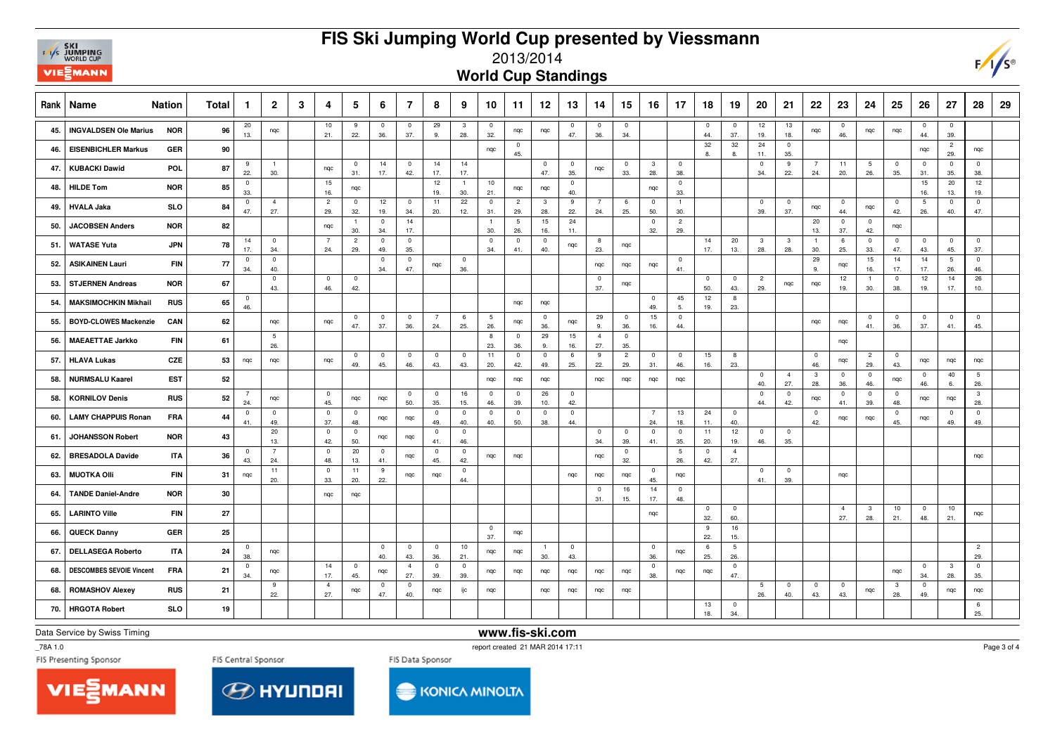# FIS Ski Jumping World Cup presented by Viessmann

## 2013/2014

## World Cup Standings

| Rank | Name | Nation | Total | 1 | 2 | 3 | 4 | 5 | 6 | 7 | 8 | 9 | 10 | 11 | 12 | 13 | 14 | 15 | 16 | 17 | 18 | 19 | 20 | 21 | 22 | 23 | 24 | 25 | 26 | 27 | 28 | 29 |
|---|---|---|---|---|---|---|---|---|---|---|---|---|---|---|---|---|---|---|---|---|---|---|---|---|---|---|---|---|---|---|---|---|
| 45. | INGVALDSEN Ole Marius | NOR | 96 | 20 13. | nqc | | 10 21. | 9 22. | 0 36. | 0 37. | 29 9. | 3 28. | 0 32. | nqc | nqc | 0 47. | 0 36. | 0 34. | | | 0 44. | 0 37. | 12 19. | 13 18. | nqc | 0 46. | nqc | nqc | 0 44. | 0 39. | | |
| 46. | EISENBICHLER Markus | GER | 90 | | | | | | | | | | nqc | 0 45. | | | | | | | 32 8. | 32 8. | 24 11. | 0 35. | | | | | nqc | 2 29. | nqc | |
| 47. | KUBACKI Dawid | POL | 87 | 9 22. | 1 30. | | nqc | 0 31. | 14 17. | 0 42. | 14 17. | 14 17. | 10 21. | | 0 47. | 0 35. | nqc | 0 33. | 3 28. | 0 38. | | | 0 34. | 9 22. | 7 24. | 11 20. | 5 26. | 0 35. | 0 31. | 0 35. | 0 38. | |
| 48. | HILDE Tom | NOR | 85 | 0 33. | | | 15 16. | nqc | | | 12 19. | 1 30. | 10 21. | nqc | nqc | 0 40. | | | nqc | 0 33. | | | | | | | | | 15 16. | 20 13. | 12 19. | |
| 49. | HVALA Jaka | SLO | 84 | 0 47. | 4 27. | | 2 29. | 0 32. | 12 19. | 0 34. | 11 20. | 22 12. | 0 31. | 2 29. | 3 28. | 9 22. | 7 24. | 6 25. | 0 50. | 1 30. | | | 0 39. | 0 37. | nqc | 0 44. | nqc | 0 42. | 5 26. | 0 40. | 0 47. | |
| 50. | JACOBSEN Anders | NOR | 82 | | | | nqc | 1 30. | 0 34. | 14 17. | | | 1 30. | 5 26. | 15 16. | 24 11. | | | 0 32. | 2 29. | | | | | 20 13. | 0 37. | 0 42. | nqc | | | | |
| 51. | WATASE Yuta | JPN | 78 | 14 17. | 0 34. | | 7 24. | 2 29. | 0 49. | 0 35. | | | 0 34. | 0 41. | 0 40. | nqc | 8 23. | nqc | | | 14 17. | 20 13. | 3 28. | 3 28. | 1 30. | 6 25. | 0 33. | 0 47. | 0 43. | 0 45. | 0 37. | |
| 52. | ASIKAINEN Lauri | FIN | 77 | 0 34. | 0 40. | | | | 0 34. | 0 47. | nqc | 0 36. | | | | | nqc | nqc | nqc | 0 41. | | | | | 29 9. | nqc | 15 16. | 14 17. | 14 17. | 5 26. | 0 46. | |
| 53. | STJERNEN Andreas | NOR | 67 | | 0 43. | | 0 46. | 0 42. | | | | | | | | | 0 37. | nqc | | | 0 50. | 0 43. | 2 29. | nqc | nqc | 12 19. | 1 30. | 0 38. | 12 19. | 14 17. | 26 10. | |
| 54. | MAKSIMOCHKIN Mikhail | RUS | 65 | 0 46. | | | | | | | | | | nqc | nqc | | | | 0 49. | 45 5. | 12 19. | 8 23. | | | | | | | | | | |
| 55. | BOYD-CLOWES Mackenzie | CAN | 62 | | nqc | | nqc | 0 47. | 0 37. | 0 36. | 7 24. | 6 25. | 5 26. | nqc | 0 36. | nqc | 29 9. | 0 36. | 15 16. | 0 44. | | | | | nqc | nqc | 0 41. | 0 36. | 0 37. | 0 41. | 0 45. | |
| 56. | MAEAETTAE Jarkko | FIN | 61 | | 5 26. | | | | | | | | 8 23. | 0 36. | 29 9. | 15 16. | 4 27. | 0 35. | | | | | | | | nqc | | | | | | |
| 57. | HLAVA Lukas | CZE | 53 | nqc | nqc | | nqc | 0 49. | 0 45. | 0 46. | 0 43. | 0 43. | 11 20. | 0 42. | 0 49. | 6 25. | 9 22. | 2 29. | 0 31. | 0 46. | 15 16. | 8 23. | | | 0 46. | nqc | 2 29. | 0 43. | nqc | nqc | nqc | |
| 58. | NURMSALU Kaarel | EST | 52 | | | | | | | | | | nqc | nqc | nqc | | nqc | nqc | nqc | nqc | | | 0 40. | 4 27. | 3 28. | 0 36. | 0 46. | nqc | 0 46. | 40 6. | 5 26. | |
| 58. | KORNILOV Denis | RUS | 52 | 7 24. | nqc | | 0 45. | nqc | nqc | 0 50. | 0 35. | 16 15. | 0 46. | 0 39. | 26 10. | 0 42. | | | | | | | 0 44. | 0 42. | nqc | 0 41. | 0 39. | 0 48. | nqc | nqc | 3 28. | |
| 60. | LAMY CHAPPUIS Ronan | FRA | 44 | 0 41. | 0 49. | | 0 37. | 0 48. | nqc | nqc | 0 49. | 0 40. | 0 40. | 0 50. | 0 38. | 0 44. | | | 7 24. | 13 18. | 24 11. | 0 40. | | | 0 42. | nqc | nqc | 0 45. | nqc | 0 49. | 0 49. | |
| 61. | JOHANSSON Robert | NOR | 43 | | 20 13. | | 0 42. | 0 50. | nqc | nqc | 0 41. | 0 46. | | | | | 0 34. | 0 39. | 0 41. | 0 35. | 11 20. | 12 19. | 0 46. | 0 35. | | | | | | | | |
| 62. | BRESADOLA Davide | ITA | 36 | 0 43. | 7 24. | | 0 48. | 20 13. | 0 41. | nqc | 0 45. | 0 42. | nqc | nqc | | | nqc | 0 32. | | 5 26. | 0 42. | 4 27. | | | | | | | | | nqc | |
| 63. | MUOTKA Olli | FIN | 31 | nqc | 11 20. | | 0 33. | 11 20. | 9 22. | nqc | nqc | 0 44. | | | | nqc | nqc | nqc | 0 45. | nqc | | | 0 41. | 0 39. | | nqc | | | | | | |
| 64. | TANDE Daniel-Andre | NOR | 30 | | | | nqc | nqc | | | | | | | | | 0 31. | 16 15. | 14 17. | 0 48. | | | | | | | | | | | | |
| 65. | LARINTO Ville | FIN | 27 | | | | | | | | | | | | | | | | nqc | | 0 32. | 0 60. | | | | 4 27. | 3 28. | 10 21. | 0 48. | 10 21. | nqc | |
| 66. | QUECK Danny | GER | 25 | | | | | | | | | | 0 37. | nqc | | | | | | | 9 22. | 16 15. | | | | | | | | | | |
| 67. | DELLASEGA Roberto | ITA | 24 | 0 38. | nqc | | | | 0 40. | 0 43. | 0 36. | 10 21. | nqc | nqc | 1 30. | 0 43. | | | 0 36. | nqc | 6 25. | 5 26. | | | | | | | | | 2 29. | |
| 68. | DESCOMBES SEVOIE Vincent | FRA | 21 | 0 34. | nqc | | 14 17. | 0 45. | nqc | 4 27. | 0 39. | 0 39. | nqc | nqc | nqc | nqc | nqc | nqc | 0 38. | nqc | nqc | 0 47. | | | | | | nqc | 0 34. | 3 28. | 0 35. | |
| 68. | ROMASHOV Alexey | RUS | 21 | | 9 22. | | 4 27. | nqc | 0 47. | 0 40. | nqc | ijc | nqc | | nqc | nqc | nqc | nqc | | | | | 5 26. | 0 40. | 0 43. | 0 43. | nqc | 3 28. | 0 49. | nqc | nqc | |
| 70. | HRGOTA Robert | SLO | 19 | | | | | | | | | | | | | | | | | | 13 18. | 0 34. | | | | | | | | | 6 25. | |

Data Service by Swiss Timing

www.fis-ski.com

_78A 1.0

report created 21 MAR 2014 17:11

FIS Presenting Sponsor: VIESSMANN — FIS Central Sponsor: HYUNDAI — FIS Data Sponsor: KONICA MINOLTA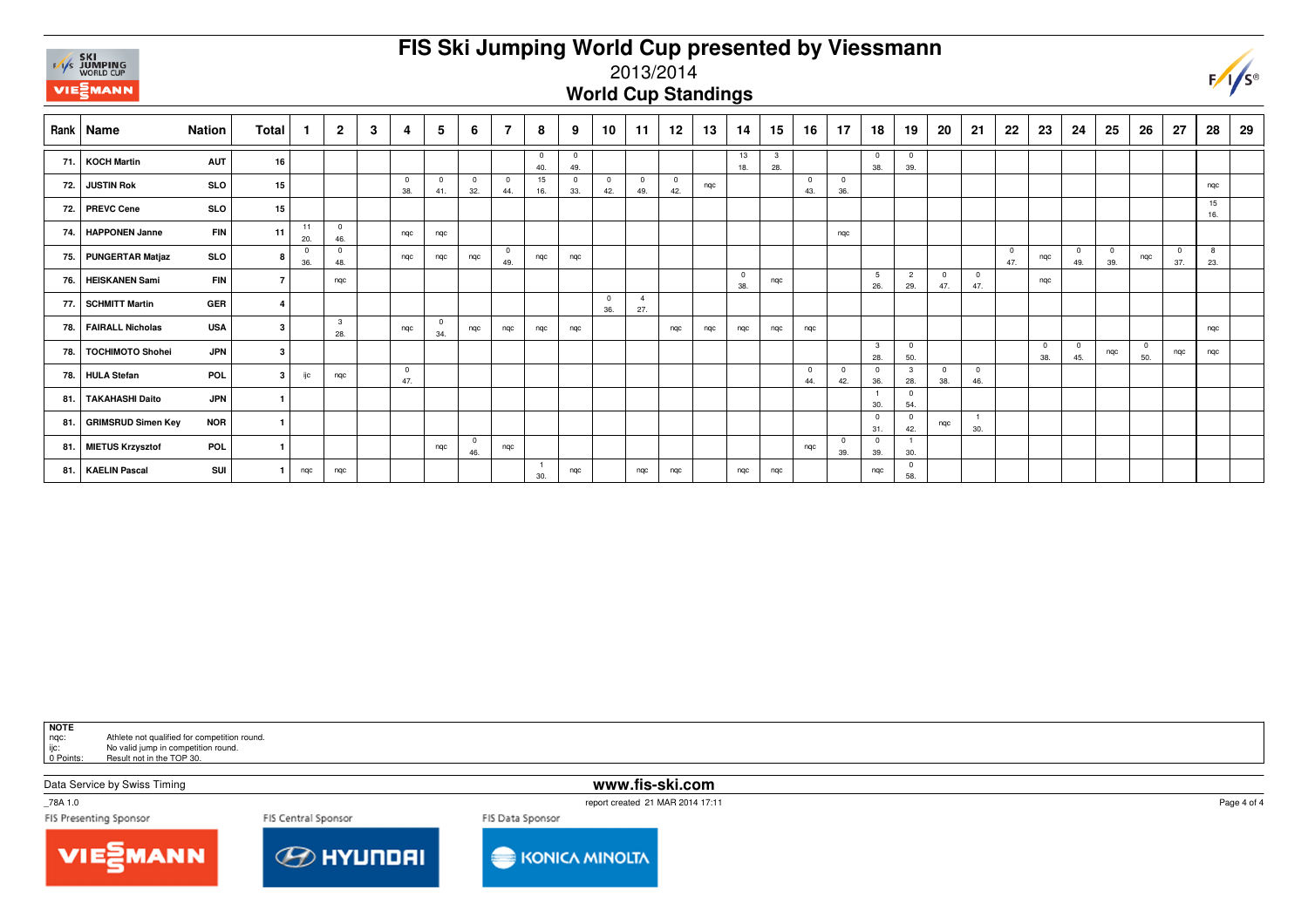# FIS Ski Jumping World Cup presented by Viessmann

2013/2014

## World Cup Standings

| Rank | Name | Nation | Total | 1 | 2 | 3 | 4 | 5 | 6 | 7 | 8 | 9 | 10 | 11 | 12 | 13 | 14 | 15 | 16 | 17 | 18 | 19 | 20 | 21 | 22 | 23 | 24 | 25 | 26 | 27 | 28 | 29 |
|---|---|---|---|---|---|---|---|---|---|---|---|---|---|---|---|---|---|---|---|---|---|---|---|---|---|---|---|---|---|---|---|---|
| 71. | KOCH Martin | AUT | 16 | | | | | | | | 0 40. | 0 49. | | | | | 13 18. | 3 28. | | | 0 38. | 0 39. | | | | | | | | | | |
| 72. | JUSTIN Rok | SLO | 15 | | | | 0 38. | 0 41. | 0 32. | 0 44. | 15 16. | 0 33. | 0 42. | 0 49. | 0 42. | nqc | | | 0 43. | 0 36. | | | | | | | | | | | nqc | |
| 72. | PREVC Cene | SLO | 15 | | | | | | | | | | | | | | | | | | | | | | | | | | | | 15 16. | |
| 74. | HAPPONEN Janne | FIN | 11 | 11 20. | 0 46. | | nqc | nqc | | | | | | | | | | | | nqc | | | | | | | | | | | | |
| 75. | PUNGERTAR Matjaz | SLO | 8 | 0 36. | 0 48. | | nqc | nqc | nqc | 0 49. | nqc | nqc | | | | | | | | | | | | | 0 47. | nqc | 0 49. | 0 39. | nqc | 0 37. | 8 23. | |
| 76. | HEISKANEN Sami | FIN | 7 | | nqc | | | | | | | | | | | | 0 38. | nqc | | | 5 26. | 2 29. | 0 47. | 0 47. | | nqc | | | | | | |
| 77. | SCHMITT Martin | GER | 4 | | | | | | | | | | 0 36. | 4 27. | | | | | | | | | | | | | | | | | | |
| 78. | FAIRALL Nicholas | USA | 3 | | 3 28. | | nqc | 0 34. | nqc | nqc | nqc | nqc | | | nqc | nqc | nqc | nqc | nqc | | | | | | | | | | | | nqc | |
| 78. | TOCHIMOTO Shohei | JPN | 3 | | | | | | | | | | | | | | | | | | 3 28. | 0 50. | | | | 0 38. | 0 45. | nqc | 0 50. | nqc | nqc | |
| 78. | HULA Stefan | POL | 3 | ijc | nqc | | 0 47. | | | | | | | | | | | | 0 44. | 0 42. | 0 36. | 3 28. | 0 38. | 0 46. | | | | | | | | |
| 81. | TAKAHASHI Daito | JPN | 1 | | | | | | | | | | | | | | | | | | 1 30. | 0 54. | | | | | | | | | | |
| 81. | GRIMSRUD Simen Key | NOR | 1 | | | | | | | | | | | | | | | | | | 0 31. | 0 42. | nqc | 1 30. | | | | | | | | |
| 81. | MIETUS Krzysztof | POL | 1 | | | | | nqc | 0 46. | nqc | | | | | | | | | nqc | 0 39. | 0 39. | 1 30. | | | | | | | | | | |
| 81. | KAELIN Pascal | SUI | 1 | nqc | nqc | | | | | | 1 30. | nqc | | nqc | nqc | | nqc | nqc | | | nqc | 0 58. | | | | | | | | | | |

**NOTE**
nqc: Athlete not qualified for competition round.
ijc: No valid jump in competition round.
0 Points: Result not in the TOP 30.

Data Service by Swiss Timing

www.fis-ski.com

_78A 1.0

report created 21 MAR 2014 17:11

FIS Presenting Sponsor — FIS Central Sponsor — FIS Data Sponsor